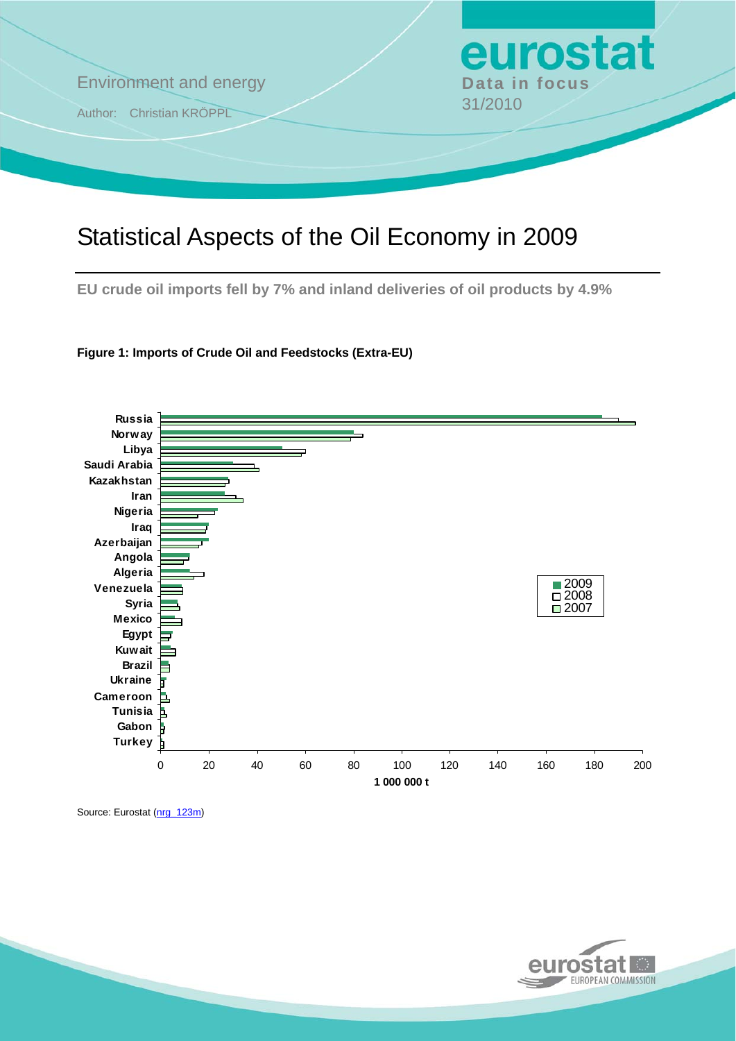Environment and energy

Author: Christian KRÖPPL

**eurostat**
**Data in focus**
31/2010

# Statistical Aspects of the Oil Economy in 2009

## EU crude oil imports fell by 7% and inland deliveries of oil products by 4.9%

**Figure 1: Imports of Crude Oil and Feedstocks (Extra-EU)**

Source: Eurostat (nrg_123m)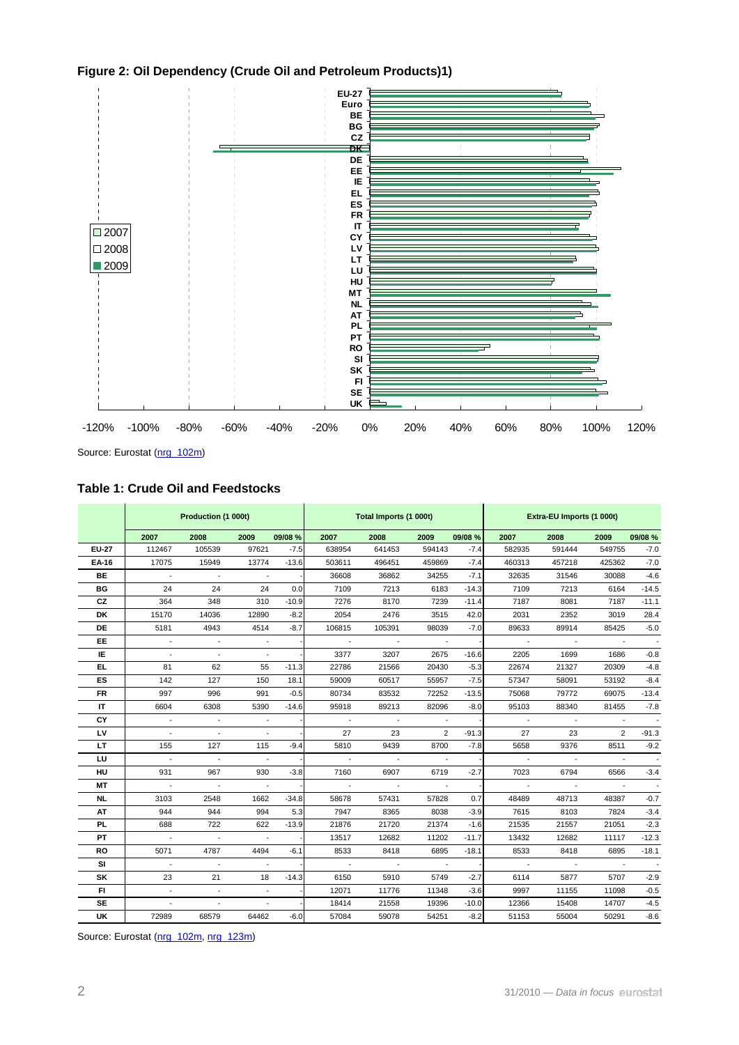**Figure 2: Oil Dependency (Crude Oil and Petroleum Products)1)**

Source: Eurostat (nrg_102m)

**Table 1: Crude Oil and Feedstocks**

| | Production (1 000t) | | | | Total Imports (1 000t) | | | | Extra-EU Imports (1 000t) | | | |
|---|---|---|---|---|---|---|---|---|---|---|---|---|
| | 2007 | 2008 | 2009 | 09/08 % | 2007 | 2008 | 2009 | 09/08 % | 2007 | 2008 | 2009 | 09/08 % |
| **EU-27** | 112467 | 105539 | 97621 | -7.5 | 638954 | 641453 | 594143 | -7.4 | 582935 | 591444 | 549755 | -7.0 |
| **EA-16** | 17075 | 15949 | 13774 | -13.6 | 503611 | 496451 | 459869 | -7.4 | 460313 | 457218 | 425362 | -7.0 |
| **BE** | - | - | - | - | 36608 | 36862 | 34255 | -7.1 | 32635 | 31546 | 30088 | -4.6 |
| **BG** | 24 | 24 | 24 | 0.0 | 7109 | 7213 | 6183 | -14.3 | 7109 | 7213 | 6164 | -14.5 |
| **CZ** | 364 | 348 | 310 | -10.9 | 7276 | 8170 | 7239 | -11.4 | 7187 | 8081 | 7187 | -11.1 |
| **DK** | 15170 | 14036 | 12890 | -8.2 | 2054 | 2476 | 3515 | 42.0 | 2031 | 2352 | 3019 | 28.4 |
| **DE** | 5181 | 4943 | 4514 | -8.7 | 106815 | 105391 | 98039 | -7.0 | 89633 | 89914 | 85425 | -5.0 |
| **EE** | - | - | - | - | - | - | - | - | - | - | - | - |
| **IE** | - | - | - | - | 3377 | 3207 | 2675 | -16.6 | 2205 | 1699 | 1686 | -0.8 |
| **EL** | 81 | 62 | 55 | -11.3 | 22786 | 21566 | 20430 | -5.3 | 22674 | 21327 | 20309 | -4.8 |
| **ES** | 142 | 127 | 150 | 18.1 | 59009 | 60517 | 55957 | -7.5 | 57347 | 58091 | 53192 | -8.4 |
| **FR** | 997 | 996 | 991 | -0.5 | 80734 | 83532 | 72252 | -13.5 | 75068 | 79772 | 69075 | -13.4 |
| **IT** | 6604 | 6308 | 5390 | -14.6 | 95918 | 89213 | 82096 | -8.0 | 95103 | 88340 | 81455 | -7.8 |
| **CY** | - | - | - | - | - | - | - | - | - | - | - | - |
| **LV** | - | - | - | - | 27 | 23 | 2 | -91.3 | 27 | 23 | 2 | -91.3 |
| **LT** | 155 | 127 | 115 | -9.4 | 5810 | 9439 | 8700 | -7.8 | 5658 | 9376 | 8511 | -9.2 |
| **LU** | - | - | - | - | - | - | - | - | - | - | - | - |
| **HU** | 931 | 967 | 930 | -3.8 | 7160 | 6907 | 6719 | -2.7 | 7023 | 6794 | 6566 | -3.4 |
| **MT** | - | - | - | - | - | - | - | - | - | - | - | - |
| **NL** | 3103 | 2548 | 1662 | -34.8 | 58678 | 57431 | 57828 | 0.7 | 48489 | 48713 | 48387 | -0.7 |
| **AT** | 944 | 944 | 994 | 5.3 | 7947 | 8365 | 8038 | -3.9 | 7615 | 8103 | 7824 | -3.4 |
| **PL** | 688 | 722 | 622 | -13.9 | 21876 | 21720 | 21374 | -1.6 | 21535 | 21557 | 21051 | -2.3 |
| **PT** | - | - | - | - | 13517 | 12682 | 11202 | -11.7 | 13432 | 12682 | 11117 | -12.3 |
| **RO** | 5071 | 4787 | 4494 | -6.1 | 8533 | 8418 | 6895 | -18.1 | 8533 | 8418 | 6895 | -18.1 |
| **SI** | - | - | - | - | - | - | - | - | - | - | - | - |
| **SK** | 23 | 21 | 18 | -14.3 | 6150 | 5910 | 5749 | -2.7 | 6114 | 5877 | 5707 | -2.9 |
| **FI** | - | - | - | - | 12071 | 11776 | 11348 | -3.6 | 9997 | 11155 | 11098 | -0.5 |
| **SE** | - | - | - | - | 18414 | 21558 | 19396 | -10.0 | 12366 | 15408 | 14707 | -4.5 |
| **UK** | 72989 | 68579 | 64462 | -6.0 | 57084 | 59078 | 54251 | -8.2 | 51153 | 55004 | 50291 | -8.6 |

Source: Eurostat (nrg_102m, nrg_123m)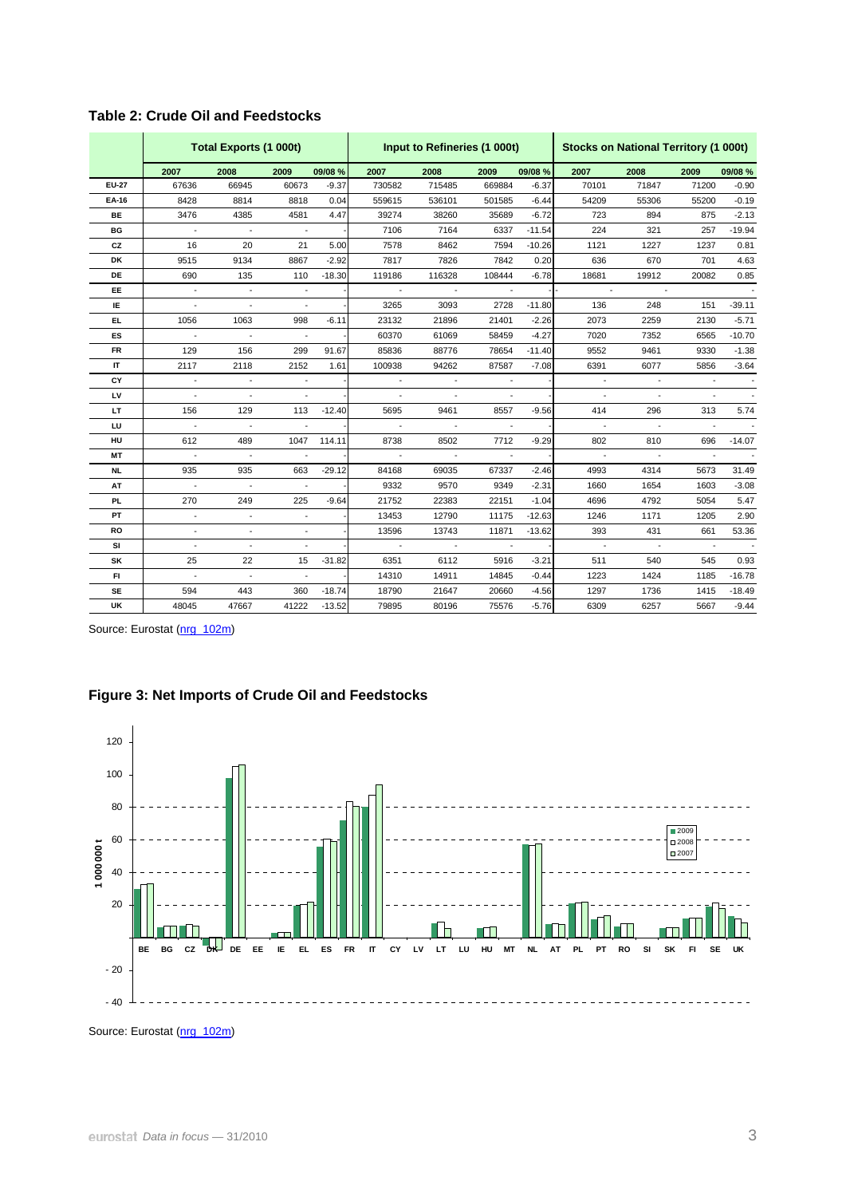## Table 2: Crude Oil and Feedstocks

| | Total Exports (1 000t) | | | | Input to Refineries (1 000t) | | | | Stocks on National Territory (1 000t) | | | |
|---|---|---|---|---|---|---|---|---|---|---|---|---|
| | 2007 | 2008 | 2009 | 09/08 % | 2007 | 2008 | 2009 | 09/08 % | 2007 | 2008 | 2009 | 09/08 % |
| EU-27 | 67636 | 66945 | 60673 | -9.37 | 730582 | 715485 | 669884 | -6.37 | 70101 | 71847 | 71200 | -0.90 |
| EA-16 | 8428 | 8814 | 8818 | 0.04 | 559615 | 536101 | 501585 | -6.44 | 54209 | 55306 | 55200 | -0.19 |
| BE | 3476 | 4385 | 4581 | 4.47 | 39274 | 38260 | 35689 | -6.72 | 723 | 894 | 875 | -2.13 |
| BG | - | - | - | - | 7106 | 7164 | 6337 | -11.54 | 224 | 321 | 257 | -19.94 |
| CZ | 16 | 20 | 21 | 5.00 | 7578 | 8462 | 7594 | -10.26 | 1121 | 1227 | 1237 | 0.81 |
| DK | 9515 | 9134 | 8867 | -2.92 | 7817 | 7826 | 7842 | 0.20 | 636 | 670 | 701 | 4.63 |
| DE | 690 | 135 | 110 | -18.30 | 119186 | 116328 | 108444 | -6.78 | 18681 | 19912 | 20082 | 0.85 |
| EE | - | - | - | - | - | - | - | - | - | - | - | - |
| IE | - | - | - | - | 3265 | 3093 | 2728 | -11.80 | 136 | 248 | 151 | -39.11 |
| EL | 1056 | 1063 | 998 | -6.11 | 23132 | 21896 | 21401 | -2.26 | 2073 | 2259 | 2130 | -5.71 |
| ES | - | - | - | - | 60370 | 61069 | 58459 | -4.27 | 7020 | 7352 | 6565 | -10.70 |
| FR | 129 | 156 | 299 | 91.67 | 85836 | 88776 | 78654 | -11.40 | 9552 | 9461 | 9330 | -1.38 |
| IT | 2117 | 2118 | 2152 | 1.61 | 100938 | 94262 | 87587 | -7.08 | 6391 | 6077 | 5856 | -3.64 |
| CY | - | - | - | - | - | - | - | - | - | - | - | - |
| LV | - | - | - | - | - | - | - | - | - | - | - | - |
| LT | 156 | 129 | 113 | -12.40 | 5695 | 9461 | 8557 | -9.56 | 414 | 296 | 313 | 5.74 |
| LU | - | - | - | - | - | - | - | - | - | - | - | - |
| HU | 612 | 489 | 1047 | 114.11 | 8738 | 8502 | 7712 | -9.29 | 802 | 810 | 696 | -14.07 |
| MT | - | - | - | - | - | - | - | - | - | - | - | - |
| NL | 935 | 935 | 663 | -29.12 | 84168 | 69035 | 67337 | -2.46 | 4993 | 4314 | 5673 | 31.49 |
| AT | - | - | - | - | 9332 | 9570 | 9349 | -2.31 | 1660 | 1654 | 1603 | -3.08 |
| PL | 270 | 249 | 225 | -9.64 | 21752 | 22383 | 22151 | -1.04 | 4696 | 4792 | 5054 | 5.47 |
| PT | - | - | - | - | 13453 | 12790 | 11175 | -12.63 | 1246 | 1171 | 1205 | 2.90 |
| RO | - | - | - | - | 13596 | 13743 | 11871 | -13.62 | 393 | 431 | 661 | 53.36 |
| SI | - | - | - | - | - | - | - | - | - | - | - | - |
| SK | 25 | 22 | 15 | -31.82 | 6351 | 6112 | 5916 | -3.21 | 511 | 540 | 545 | 0.93 |
| FI | - | - | - | - | 14310 | 14911 | 14845 | -0.44 | 1223 | 1424 | 1185 | -16.78 |
| SE | 594 | 443 | 360 | -18.74 | 18790 | 21647 | 20660 | -4.56 | 1297 | 1736 | 1415 | -18.49 |
| UK | 48045 | 47667 | 41222 | -13.52 | 79895 | 80196 | 75576 | -5.76 | 6309 | 6257 | 5667 | -9.44 |

Source: Eurostat (nrg_102m)

## Figure 3: Net Imports of Crude Oil and Feedstocks

Source: Eurostat (nrg_102m)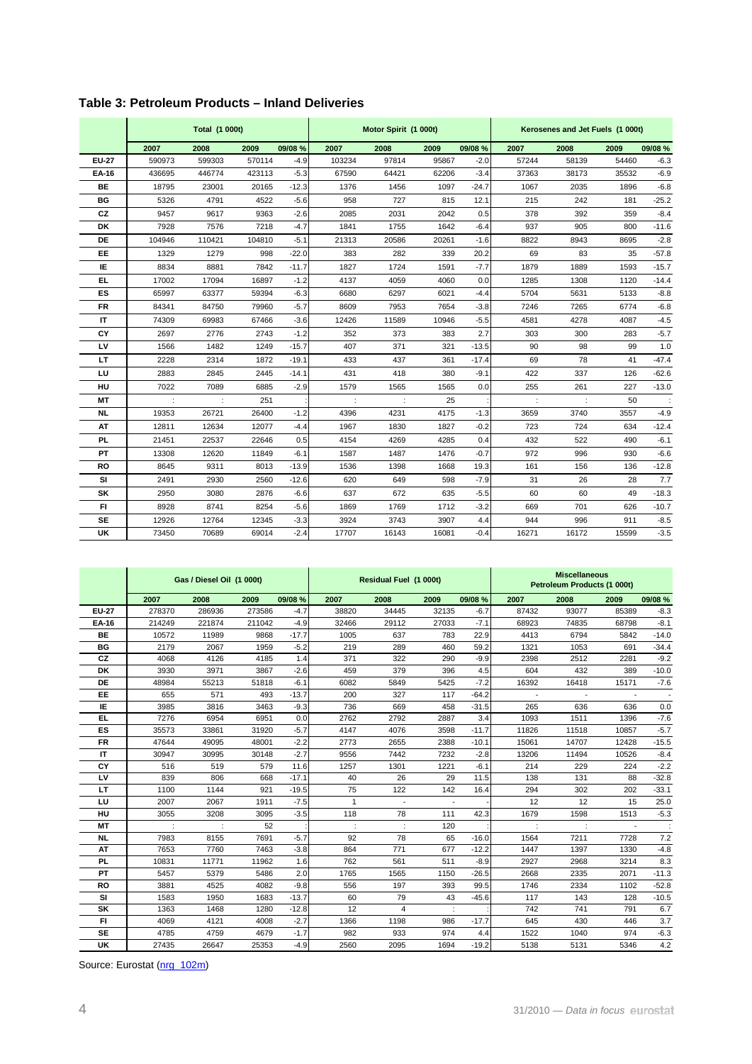## Table 3: Petroleum Products – Inland Deliveries

| | Total (1 000t) | | | | Motor Spirit (1 000t) | | | | Kerosenes and Jet Fuels (1 000t) | | | |
|---|---|---|---|---|---|---|---|---|---|---|---|---|
| | 2007 | 2008 | 2009 | 09/08 % | 2007 | 2008 | 2009 | 09/08 % | 2007 | 2008 | 2009 | 09/08 % |
| **EU-27** | 590973 | 599303 | 570114 | -4.9 | 103234 | 97814 | 95867 | -2.0 | 57244 | 58139 | 54460 | -6.3 |
| **EA-16** | 436695 | 446774 | 423113 | -5.3 | 67590 | 64421 | 62206 | -3.4 | 37363 | 38173 | 35532 | -6.9 |
| **BE** | 18795 | 23001 | 20165 | -12.3 | 1376 | 1456 | 1097 | -24.7 | 1067 | 2035 | 1896 | -6.8 |
| **BG** | 5326 | 4791 | 4522 | -5.6 | 958 | 727 | 815 | 12.1 | 215 | 242 | 181 | -25.2 |
| **CZ** | 9457 | 9617 | 9363 | -2.6 | 2085 | 2031 | 2042 | 0.5 | 378 | 392 | 359 | -8.4 |
| **DK** | 7928 | 7576 | 7218 | -4.7 | 1841 | 1755 | 1642 | -6.4 | 937 | 905 | 800 | -11.6 |
| **DE** | 104946 | 110421 | 104810 | -5.1 | 21313 | 20586 | 20261 | -1.6 | 8822 | 8943 | 8695 | -2.8 |
| **EE** | 1329 | 1279 | 998 | -22.0 | 383 | 282 | 339 | 20.2 | 69 | 83 | 35 | -57.8 |
| **IE** | 8834 | 8881 | 7842 | -11.7 | 1827 | 1724 | 1591 | -7.7 | 1879 | 1889 | 1593 | -15.7 |
| **EL** | 17002 | 17094 | 16897 | -1.2 | 4137 | 4059 | 4060 | 0.0 | 1285 | 1308 | 1120 | -14.4 |
| **ES** | 65997 | 63377 | 59394 | -6.3 | 6680 | 6297 | 6021 | -4.4 | 5704 | 5631 | 5133 | -8.8 |
| **FR** | 84341 | 84750 | 79960 | -5.7 | 8609 | 7953 | 7654 | -3.8 | 7246 | 7265 | 6774 | -6.8 |
| **IT** | 74309 | 69983 | 67466 | -3.6 | 12426 | 11589 | 10946 | -5.5 | 4581 | 4278 | 4087 | -4.5 |
| **CY** | 2697 | 2776 | 2743 | -1.2 | 352 | 373 | 383 | 2.7 | 303 | 300 | 283 | -5.7 |
| **LV** | 1566 | 1482 | 1249 | -15.7 | 407 | 371 | 321 | -13.5 | 90 | 98 | 99 | 1.0 |
| **LT** | 2228 | 2314 | 1872 | -19.1 | 433 | 437 | 361 | -17.4 | 69 | 78 | 41 | -47.4 |
| **LU** | 2883 | 2845 | 2445 | -14.1 | 431 | 418 | 380 | -9.1 | 422 | 337 | 126 | -62.6 |
| **HU** | 7022 | 7089 | 6885 | -2.9 | 1579 | 1565 | 1565 | 0.0 | 255 | 261 | 227 | -13.0 |
| **MT** | : | : | 251 | : | : | : | 25 | : | : | : | 50 | : |
| **NL** | 19353 | 26721 | 26400 | -1.2 | 4396 | 4231 | 4175 | -1.3 | 3659 | 3740 | 3557 | -4.9 |
| **AT** | 12811 | 12634 | 12077 | -4.4 | 1967 | 1830 | 1827 | -0.2 | 723 | 724 | 634 | -12.4 |
| **PL** | 21451 | 22537 | 22646 | 0.5 | 4154 | 4269 | 4285 | 0.4 | 432 | 522 | 490 | -6.1 |
| **PT** | 13308 | 12620 | 11849 | -6.1 | 1587 | 1487 | 1476 | -0.7 | 972 | 996 | 930 | -6.6 |
| **RO** | 8645 | 9311 | 8013 | -13.9 | 1536 | 1398 | 1668 | 19.3 | 161 | 156 | 136 | -12.8 |
| **SI** | 2491 | 2930 | 2560 | -12.6 | 620 | 649 | 598 | -7.9 | 31 | 26 | 28 | 7.7 |
| **SK** | 2950 | 3080 | 2876 | -6.6 | 637 | 672 | 635 | -5.5 | 60 | 60 | 49 | -18.3 |
| **FI** | 8928 | 8741 | 8254 | -5.6 | 1869 | 1769 | 1712 | -3.2 | 669 | 701 | 626 | -10.7 |
| **SE** | 12926 | 12764 | 12345 | -3.3 | 3924 | 3743 | 3907 | 4.4 | 944 | 996 | 911 | -8.5 |
| **UK** | 73450 | 70689 | 69014 | -2.4 | 17707 | 16143 | 16081 | -0.4 | 16271 | 16172 | 15599 | -3.5 |

| | Gas / Diesel Oil (1 000t) | | | | Residual Fuel (1 000t) | | | | Miscellaneous Petroleum Products (1 000t) | | | |
|---|---|---|---|---|---|---|---|---|---|---|---|---|
| | 2007 | 2008 | 2009 | 09/08 % | 2007 | 2008 | 2009 | 09/08 % | 2007 | 2008 | 2009 | 09/08 % |
| **EU-27** | 278370 | 286936 | 273586 | -4.7 | 38820 | 34445 | 32135 | -6.7 | 87432 | 93077 | 85389 | -8.3 |
| **EA-16** | 214249 | 221874 | 211042 | -4.9 | 32466 | 29112 | 27033 | -7.1 | 68923 | 74835 | 68798 | -8.1 |
| **BE** | 10572 | 11989 | 9868 | -17.7 | 1005 | 637 | 783 | 22.9 | 4413 | 6794 | 5842 | -14.0 |
| **BG** | 2179 | 2067 | 1959 | -5.2 | 219 | 289 | 460 | 59.2 | 1321 | 1053 | 691 | -34.4 |
| **CZ** | 4068 | 4126 | 4185 | 1.4 | 371 | 322 | 290 | -9.9 | 2398 | 2512 | 2281 | -9.2 |
| **DK** | 3930 | 3971 | 3867 | -2.6 | 459 | 379 | 396 | 4.5 | 604 | 432 | 389 | -10.0 |
| **DE** | 48984 | 55213 | 51818 | -6.1 | 6082 | 5849 | 5425 | -7.2 | 16392 | 16418 | 15171 | -7.6 |
| **EE** | 655 | 571 | 493 | -13.7 | 200 | 327 | 117 | -64.2 | - | - | - | - |
| **IE** | 3985 | 3816 | 3463 | -9.3 | 736 | 669 | 458 | -31.5 | 265 | 636 | 636 | 0.0 |
| **EL** | 7276 | 6954 | 6951 | 0.0 | 2762 | 2792 | 2887 | 3.4 | 1093 | 1511 | 1396 | -7.6 |
| **ES** | 35573 | 33861 | 31920 | -5.7 | 4147 | 4076 | 3598 | -11.7 | 11826 | 11518 | 10857 | -5.7 |
| **FR** | 47644 | 49095 | 48001 | -2.2 | 2773 | 2655 | 2388 | -10.1 | 15061 | 14707 | 12428 | -15.5 |
| **IT** | 30947 | 30995 | 30148 | -2.7 | 9556 | 7442 | 7232 | -2.8 | 13206 | 11494 | 10526 | -8.4 |
| **CY** | 516 | 519 | 579 | 11.6 | 1257 | 1301 | 1221 | -6.1 | 214 | 229 | 224 | -2.2 |
| **LV** | 839 | 806 | 668 | -17.1 | 40 | 26 | 29 | 11.5 | 138 | 131 | 88 | -32.8 |
| **LT** | 1100 | 1144 | 921 | -19.5 | 75 | 122 | 142 | 16.4 | 294 | 302 | 202 | -33.1 |
| **LU** | 2007 | 2067 | 1911 | -7.5 | 1 | - | - | - | 12 | 12 | 15 | 25.0 |
| **HU** | 3055 | 3208 | 3095 | -3.5 | 118 | 78 | 111 | 42.3 | 1679 | 1598 | 1513 | -5.3 |
| **MT** | : | : | 52 | : | : | : | 120 | : | : | : | - | : |
| **NL** | 7983 | 8155 | 7691 | -5.7 | 92 | 78 | 65 | -16.0 | 1564 | 7211 | 7728 | 7.2 |
| **AT** | 7653 | 7760 | 7463 | -3.8 | 864 | 771 | 677 | -12.2 | 1447 | 1397 | 1330 | -4.8 |
| **PL** | 10831 | 11771 | 11962 | 1.6 | 762 | 561 | 511 | -8.9 | 2927 | 2968 | 3214 | 8.3 |
| **PT** | 5457 | 5379 | 5486 | 2.0 | 1765 | 1565 | 1150 | -26.5 | 2668 | 2335 | 2071 | -11.3 |
| **RO** | 3881 | 4525 | 4082 | -9.8 | 556 | 197 | 393 | 99.5 | 1746 | 2334 | 1102 | -52.8 |
| **SI** | 1583 | 1950 | 1683 | -13.7 | 60 | 79 | 43 | -45.6 | 117 | 143 | 128 | -10.5 |
| **SK** | 1363 | 1468 | 1280 | -12.8 | 12 | 4 | : | : | 742 | 741 | 791 | 6.7 |
| **FI** | 4069 | 4121 | 4008 | -2.7 | 1366 | 1198 | 986 | -17.7 | 645 | 430 | 446 | 3.7 |
| **SE** | 4785 | 4759 | 4679 | -1.7 | 982 | 933 | 974 | 4.4 | 1522 | 1040 | 974 | -6.3 |
| **UK** | 27435 | 26647 | 25353 | -4.9 | 2560 | 2095 | 1694 | -19.2 | 5138 | 5131 | 5346 | 4.2 |

Source: Eurostat (nrg_102m)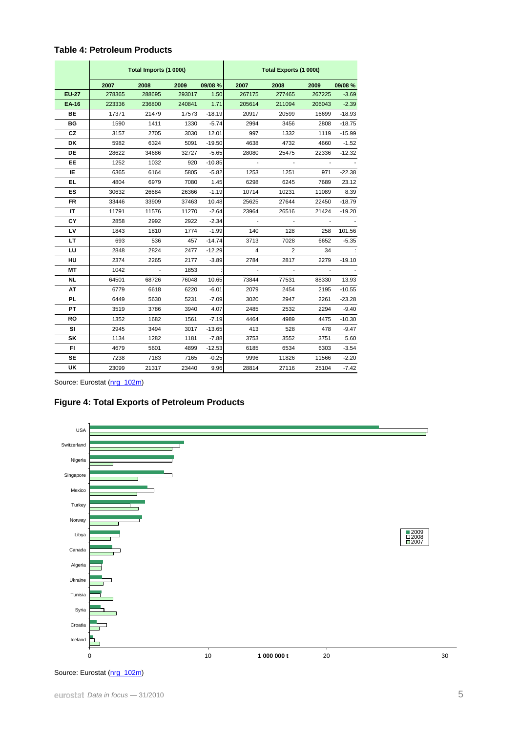### Table 4: Petroleum Products

| | Total Imports (1 000t) | | | | Total Exports (1 000t) | | | |
|---|---|---|---|---|---|---|---|---|
| | 2007 | 2008 | 2009 | 09/08 % | 2007 | 2008 | 2009 | 09/08 % |
| **EU-27** | 278365 | 288695 | 293017 | 1.50 | 267175 | 277465 | 267225 | -3.69 |
| **EA-16** | 223336 | 236800 | 240841 | 1.71 | 205614 | 211094 | 206043 | -2.39 |
| **BE** | 17371 | 21479 | 17573 | -18.19 | 20917 | 20599 | 16699 | -18.93 |
| **BG** | 1590 | 1411 | 1330 | -5.74 | 2994 | 3456 | 2808 | -18.75 |
| **CZ** | 3157 | 2705 | 3030 | 12.01 | 997 | 1332 | 1119 | -15.99 |
| **DK** | 5982 | 6324 | 5091 | -19.50 | 4638 | 4732 | 4660 | -1.52 |
| **DE** | 28622 | 34686 | 32727 | -5.65 | 28080 | 25475 | 22336 | -12.32 |
| **EE** | 1252 | 1032 | 920 | -10.85 | - | - | - | - |
| **IE** | 6365 | 6164 | 5805 | -5.82 | 1253 | 1251 | 971 | -22.38 |
| **EL** | 4804 | 6979 | 7080 | 1.45 | 6298 | 6245 | 7689 | 23.12 |
| **ES** | 30632 | 26684 | 26366 | -1.19 | 10714 | 10231 | 11089 | 8.39 |
| **FR** | 33446 | 33909 | 37463 | 10.48 | 25625 | 27644 | 22450 | -18.79 |
| **IT** | 11791 | 11576 | 11270 | -2.64 | 23964 | 26516 | 21424 | -19.20 |
| **CY** | 2858 | 2992 | 2922 | -2.34 | - | - | - | - |
| **LV** | 1843 | 1810 | 1774 | -1.99 | 140 | 128 | 258 | 101.56 |
| **LT** | 693 | 536 | 457 | -14.74 | 3713 | 7028 | 6652 | -5.35 |
| **LU** | 2848 | 2824 | 2477 | -12.29 | 4 | 2 | 34 | : |
| **HU** | 2374 | 2265 | 2177 | -3.89 | 2784 | 2817 | 2279 | -19.10 |
| **MT** | 1042 | - | 1853 | : | - | - | - | - |
| **NL** | 64501 | 68726 | 76048 | 10.65 | 73844 | 77531 | 88330 | 13.93 |
| **AT** | 6779 | 6618 | 6220 | -6.01 | 2079 | 2454 | 2195 | -10.55 |
| **PL** | 6449 | 5630 | 5231 | -7.09 | 3020 | 2947 | 2261 | -23.28 |
| **PT** | 3519 | 3786 | 3940 | 4.07 | 2485 | 2532 | 2294 | -9.40 |
| **RO** | 1352 | 1682 | 1561 | -7.19 | 4464 | 4989 | 4475 | -10.30 |
| **SI** | 2945 | 3494 | 3017 | -13.65 | 413 | 528 | 478 | -9.47 |
| **SK** | 1134 | 1282 | 1181 | -7.88 | 3753 | 3552 | 3751 | 5.60 |
| **FI** | 4679 | 5601 | 4899 | -12.53 | 6185 | 6534 | 6303 | -3.54 |
| **SE** | 7238 | 7183 | 7165 | -0.25 | 9996 | 11826 | 11566 | -2.20 |
| **UK** | 23099 | 21317 | 23440 | 9.96 | 28814 | 27116 | 25104 | -7.42 |

Source: Eurostat (nrg_102m)

### Figure 4: Total Exports of Petroleum Products

Source: Eurostat (nrg_102m)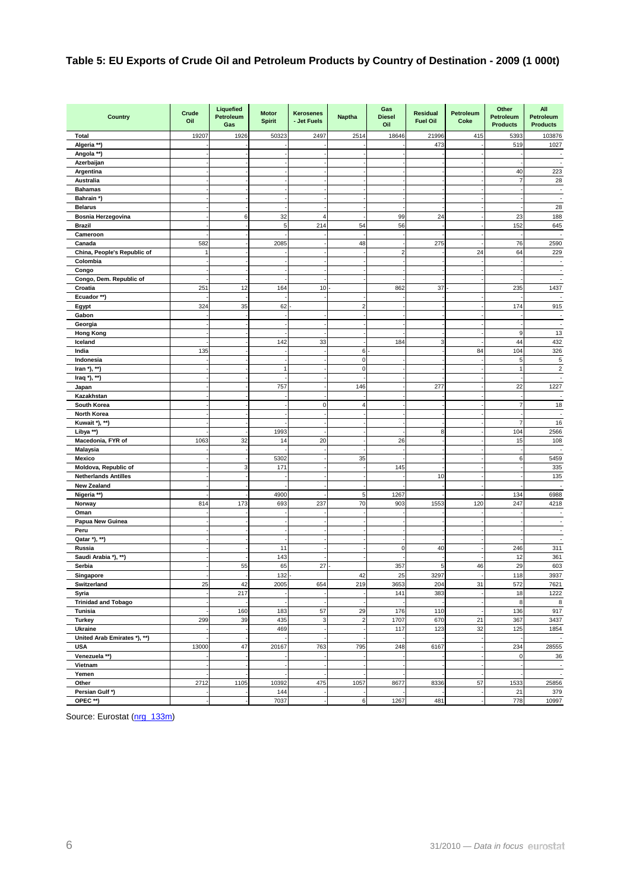## Table 5: EU Exports of Crude Oil and Petroleum Products by Country of Destination - 2009 (1 000t)

| Country | Crude Oil | Liquefied Petroleum Gas | Motor Spirit | Kerosenes - Jet Fuels | Naptha | Gas Diesel Oil | Residual Fuel Oil | Petroleum Coke | Other Petroleum Products | All Petroleum Products |
|---|---|---|---|---|---|---|---|---|---|---|
| Total | 19207 | 1926 | 50323 | 2497 | 2514 | 18646 | 21996 | 415 | 5393 | 103876 |
| Algeria **) | - | - | - | - | - | - | 473 | - | 519 | 1027 |
| Angola **) | - | - | - | - | - | - | - | - | - | - |
| Azerbaijan | - | - | - | - | - | - | - | - | - | - |
| Argentina | - | - | - | - | - | - | - | - | 40 | 223 |
| Australia | - | - | - | - | - | - | - | - | 7 | 28 |
| Bahamas | - | - | - | - | - | - | - | - | - | - |
| Bahrain *) | - | - | - | - | - | - | - | - | - | - |
| Belarus | - | - | - | - | - | - | - | - | - | 28 |
| Bosnia Herzegovina | - | 6 | 32 | 4 | - | 99 | 24 | - | 23 | 188 |
| Brazil | - | - | 5 | 214 | 54 | 56 | - | - | 152 | 645 |
| Cameroon | - | - | - | - | - | - | - | - | - | - |
| Canada | 582 | - | 2085 | - | 48 | - | 275 | - | 76 | 2590 |
| China, People's Republic of | 1 | - | - | - | - | 2 | - | 24 | 64 | 229 |
| Colombia | - | - | - | - | - | - | - | - | - | - |
| Congo | - | - | - | - | - | - | - | - | - | - |
| Congo, Dem. Republic of | - | - | - | - | - | - | - | - | - | - |
| Croatia | 251 | 12 | 164 | 10 | - | 862 | 37 | - | 235 | 1437 |
| Ecuador **) | - | - | - | - | - | - | - | - | - | - |
| Egypt | 324 | 35 | 62 | - | 2 | - | - | - | 174 | 915 |
| Gabon | - | - | - | - | - | - | - | - | - | - |
| Georgia | - | - | - | - | - | - | - | - | - | - |
| Hong Kong | - | - | - | - | - | - | - | - | 9 | 13 |
| Iceland | - | - | 142 | 33 | - | 184 | 3 | - | 44 | 432 |
| India | 135 | - | - | - | 6 | - | - | 84 | 104 | 326 |
| Indonesia | - | - | - | - | 0 | - | - | - | 5 | 5 |
| Iran *), **) | - | - | 1 | - | 0 | - | - | - | 1 | 2 |
| Iraq *), **) | - | - | - | - | - | - | - | - | - | - |
| Japan | - | - | 757 | - | 146 | - | 277 | - | 22 | 1227 |
| Kazakhstan | - | - | - | - | - | - | - | - | - | - |
| South Korea | - | - | - | 0 | 4 | - | - | - | 7 | 18 |
| North Korea | - | - | - | - | - | - | - | - | - | - |
| Kuwait *), **) | - | - | - | - | - | - | - | - | 7 | 16 |
| Libya **) | - | - | 1993 | - | - | - | 8 | - | 104 | 2566 |
| Macedonia, FYR of | 1063 | 32 | 14 | 20 | - | 26 | - | - | 15 | 108 |
| Malaysia | - | - | - | - | - | - | - | - | - | - |
| Mexico | - | - | 5302 | - | 35 | - | - | - | 6 | 5459 |
| Moldova, Republic of | - | 3 | 171 | - | - | 145 | - | - | - | 335 |
| Netherlands Antilles | - | - | - | - | - | - | 10 | - | - | 135 |
| New Zealand | - | - | - | - | - | - | - | - | - | - |
| Nigeria **) | - | - | 4900 | - | 5 | 1267 | - | - | 134 | 6988 |
| Norway | 814 | 173 | 693 | 237 | 70 | 903 | 1553 | 120 | 247 | 4218 |
| Oman | - | - | - | - | - | - | - | - | - | - |
| Papua New Guinea | - | - | - | - | - | - | - | - | - | - |
| Peru | - | - | - | - | - | - | - | - | - | - |
| Qatar *), **) | - | - | - | - | - | - | - | - | - | - |
| Russia | - | - | 11 | - | - | 0 | 40 | - | 246 | 311 |
| Saudi Arabia *), **) | - | - | 143 | - | - | - | - | - | 12 | 361 |
| Serbia | - | 55 | 65 | 27 | - | 357 | 5 | 46 | 29 | 603 |
| Singapore | - | - | 132 | - | 42 | 25 | 3297 | - | 118 | 3937 |
| Switzerland | 25 | 42 | 2005 | 654 | 219 | 3653 | 204 | 31 | 572 | 7621 |
| Syria | - | 217 | - | - | - | 141 | 383 | - | 18 | 1222 |
| Trinidad and Tobago | - | - | - | - | - | - | - | - | 8 | 8 |
| Tunisia | - | 160 | 183 | 57 | 29 | 176 | 110 | - | 136 | 917 |
| Turkey | 299 | 39 | 435 | 3 | 2 | 1707 | 670 | 21 | 367 | 3437 |
| Ukraine | - | - | 469 | - | - | 117 | 123 | 32 | 125 | 1854 |
| United Arab Emirates *), **) | - | - | - | - | - | - | - | - | - | - |
| USA | 13000 | 47 | 20167 | 763 | 795 | 248 | 6167 | - | 234 | 28555 |
| Venezuela **) | - | - | - | - | - | - | - | - | 0 | 36 |
| Vietnam | - | - | - | - | - | - | - | - | - | - |
| Yemen | - | - | - | - | - | - | - | - | - | - |
| Other | 2712 | 1105 | 10392 | 475 | 1057 | 8677 | 8336 | 57 | 1533 | 25856 |
| Persian Gulf *) | - | - | 144 | - | - | - | - | - | 21 | 379 |
| OPEC **) | - | - | 7037 | - | 6 | 1267 | 481 | - | 778 | 10997 |

Source: Eurostat (nrg_133m)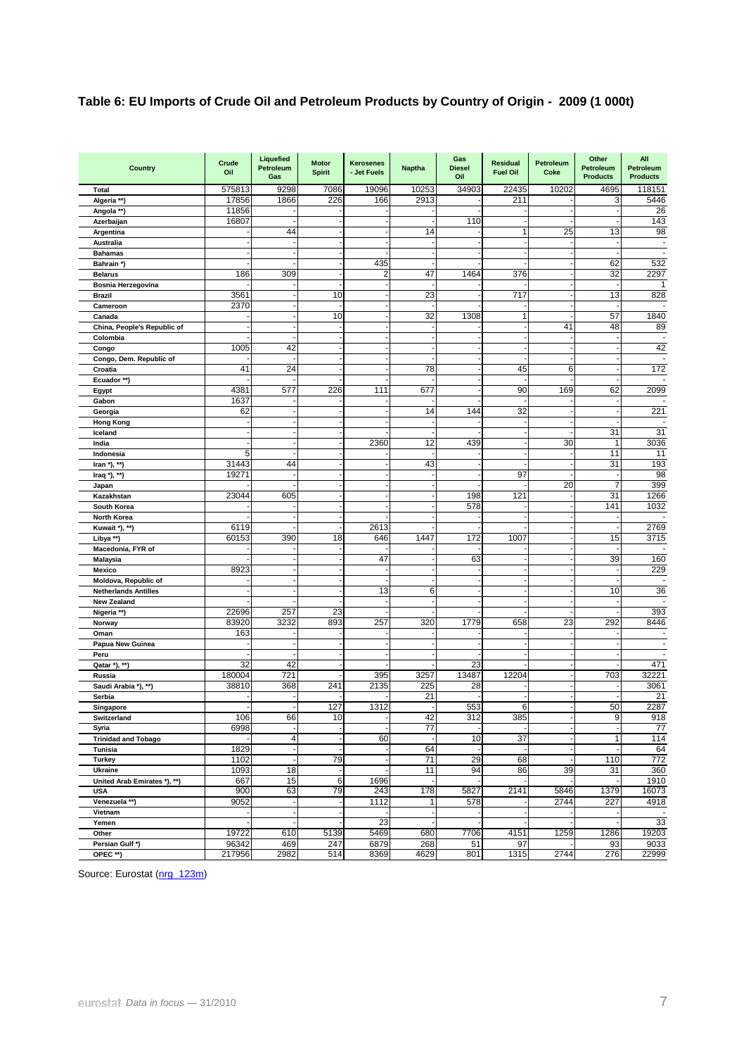## Table 6: EU Imports of Crude Oil and Petroleum Products by Country of Origin - 2009 (1 000t)

| Country | Crude Oil | Liquefied Petroleum Gas | Motor Spirit | Kerosenes - Jet Fuels | Naptha | Gas Diesel Oil | Residual Fuel Oil | Petroleum Coke | Other Petroleum Products | All Petroleum Products |
|---|---|---|---|---|---|---|---|---|---|---|
| Total | 575813 | 9298 | 7086 | 19096 | 10253 | 34903 | 22435 | 10202 | 4695 | 118151 |
| Algeria **) | 17856 | 1866 | 226 | 166 | 2913 | - | 211 | - | 3 | 5446 |
| Angola **) | 11856 | - | - | - | - | - | - | - | - | 26 |
| Azerbaijan | 16807 | - | - | - | - | 110 | - | - | - | 143 |
| Argentina | - | 44 | - | - | 14 | - | 1 | 25 | 13 | 98 |
| Australia | - | - | - | - | - | - | - | - | - | - |
| Bahamas | - | - | - | - | - | - | - | - | - | - |
| Bahrain *) | - | - | - | 435 | - | - | - | - | 62 | 532 |
| Belarus | 186 | 309 | - | 2 | 47 | 1464 | 376 | - | 32 | 2297 |
| Bosnia Herzegovina | - | - | - | - | - | - | - | - | - | 1 |
| Brazil | 3561 | - | 10 | - | 23 | - | 717 | - | 13 | 828 |
| Cameroon | 2370 | - | - | - | - | - | - | - | - | - |
| Canada | - | - | 10 | - | 32 | 1308 | 1 | - | 57 | 1840 |
| China, People's Republic of | - | - | - | - | - | - | - | 41 | 48 | 89 |
| Colombia | - | - | - | - | - | - | - | - | - | - |
| Congo | 1005 | 42 | - | - | - | - | - | - | - | 42 |
| Congo, Dem. Republic of | - | - | - | - | - | - | - | - | - | - |
| Croatia | 41 | 24 | - | - | 78 | - | 45 | 6 | - | 172 |
| Ecuador **) | - | - | - | - | - | - | - | - | - | - |
| Egypt | 4381 | 577 | 226 | 111 | 677 | - | 90 | 169 | 62 | 2099 |
| Gabon | 1637 | - | - | - | - | - | - | - | - | - |
| Georgia | 62 | - | - | - | 14 | 144 | 32 | - | - | 221 |
| Hong Kong | - | - | - | - | - | - | - | - | - | - |
| Iceland | - | - | - | - | - | - | - | - | 31 | 31 |
| India | - | - | - | 2360 | 12 | 439 | - | 30 | 1 | 3036 |
| Indonesia | 5 | - | - | - | - | - | - | - | 11 | 11 |
| Iran *), **) | 31443 | 44 | - | - | 43 | - | - | - | 31 | 193 |
| Iraq *), **) | 19271 | - | - | - | - | - | 97 | - | - | 98 |
| Japan | - | - | - | - | - | - | - | 20 | 7 | 399 |
| Kazakhstan | 23044 | 605 | - | - | - | 198 | 121 | - | 31 | 1266 |
| South Korea | - | - | - | - | - | 578 | - | - | 141 | 1032 |
| North Korea | - | - | - | - | - | - | - | - | - | - |
| Kuwait *), **) | 6119 | - | - | 2613 | - | - | - | - | - | 2769 |
| Libya **) | 60153 | 390 | 18 | 646 | 1447 | 172 | 1007 | - | 15 | 3715 |
| Macedonia, FYR of | - | - | - | - | - | - | - | - | - | - |
| Malaysia | - | - | - | 47 | - | 63 | - | - | 39 | 160 |
| Mexico | 8923 | - | - | - | - | - | - | - | - | 229 |
| Moldova, Republic of | - | - | - | - | - | - | - | - | - | - |
| Netherlands Antilles | - | - | - | 13 | 6 | - | - | - | 10 | 36 |
| New Zealand | - | - | - | - | - | - | - | - | - | - |
| Nigeria **) | 22696 | 257 | 23 | - | - | - | - | - | - | 393 |
| Norway | 83920 | 3232 | 893 | 257 | 320 | 1779 | 658 | 23 | 292 | 8446 |
| Oman | 163 | - | - | - | - | - | - | - | - | - |
| Papua New Guinea | - | - | - | - | - | - | - | - | - | - |
| Peru | - | - | - | - | - | - | - | - | - | - |
| Qatar *), **) | 32 | 42 | - | - | - | 23 | - | - | - | 471 |
| Russia | 180004 | 721 | - | 395 | 3257 | 13487 | 12204 | - | 703 | 32221 |
| Saudi Arabia *), **) | 38810 | 368 | 241 | 2135 | 225 | 28 | - | - | - | 3061 |
| Serbia | - | - | - | - | 21 | - | - | - | - | 21 |
| Singapore | - | - | 127 | 1312 | - | 553 | 6 | - | 50 | 2287 |
| Switzerland | 106 | 66 | 10 | - | 42 | 312 | 385 | - | 9 | 918 |
| Syria | 6998 | - | - | - | 77 | - | - | - | - | 77 |
| Trinidad and Tobago | - | 4 | - | 60 | - | 10 | 37 | - | 1 | 114 |
| Tunisia | 1829 | - | - | - | 64 | - | - | - | - | 64 |
| Turkey | 1102 | - | 79 | - | 71 | 29 | 68 | - | 110 | 772 |
| Ukraine | 1093 | 18 | - | - | 11 | 94 | 86 | 39 | 31 | 360 |
| United Arab Emirates *), **) | 667 | 15 | 6 | 1696 | - | - | - | - | - | 1910 |
| USA | 900 | 63 | 79 | 243 | 178 | 5827 | 2141 | 5846 | 1379 | 16073 |
| Venezuela **) | 9052 | - | - | 1112 | 1 | 578 | - | 2744 | 227 | 4918 |
| Vietnam | - | - | - | - | - | - | - | - | - | - |
| Yemen | - | - | - | 23 | - | - | - | - | - | 33 |
| Other | 19722 | 610 | 5139 | 5469 | 680 | 7706 | 4151 | 1259 | 1286 | 19203 |
| Persian Gulf *) | 96342 | 469 | 247 | 6879 | 268 | 51 | 97 | - | 93 | 9033 |
| OPEC **) | 217956 | 2982 | 514 | 8369 | 4629 | 801 | 1315 | 2744 | 276 | 22999 |

Source: Eurostat (nrg_123m)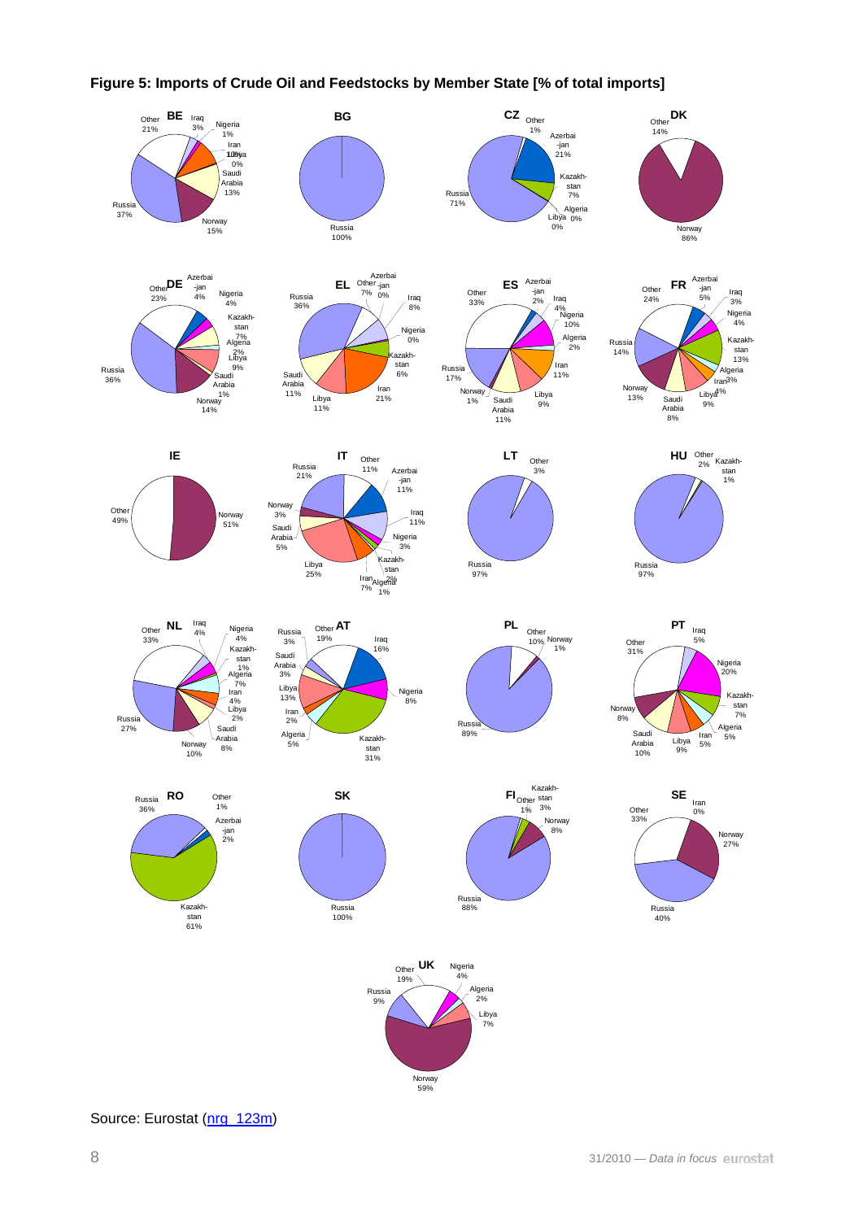**Figure 5: Imports of Crude Oil and Feedstocks by Member State [% of total imports]**

Source: Eurostat (nrg_123m)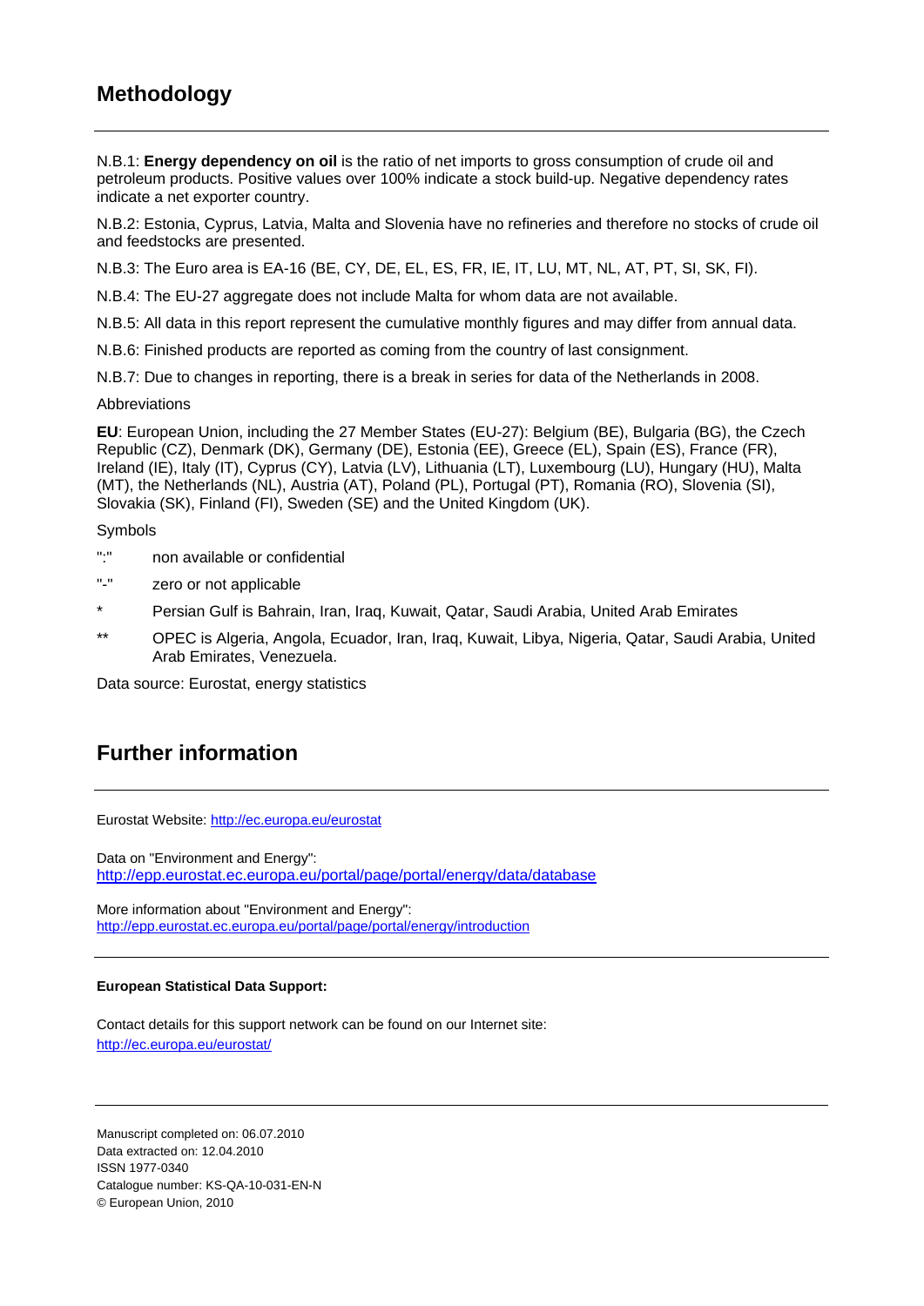## Methodology

N.B.1: **Energy dependency on oil** is the ratio of net imports to gross consumption of crude oil and petroleum products. Positive values over 100% indicate a stock build-up. Negative dependency rates indicate a net exporter country.

N.B.2: Estonia, Cyprus, Latvia, Malta and Slovenia have no refineries and therefore no stocks of crude oil and feedstocks are presented.

N.B.3: The Euro area is EA-16 (BE, CY, DE, EL, ES, FR, IE, IT, LU, MT, NL, AT, PT, SI, SK, FI).

N.B.4: The EU-27 aggregate does not include Malta for whom data are not available.

N.B.5: All data in this report represent the cumulative monthly figures and may differ from annual data.

N.B.6: Finished products are reported as coming from the country of last consignment.

N.B.7: Due to changes in reporting, there is a break in series for data of the Netherlands in 2008.

Abbreviations

**EU**: European Union, including the 27 Member States (EU-27): Belgium (BE), Bulgaria (BG), the Czech Republic (CZ), Denmark (DK), Germany (DE), Estonia (EE), Greece (EL), Spain (ES), France (FR), Ireland (IE), Italy (IT), Cyprus (CY), Latvia (LV), Lithuania (LT), Luxembourg (LU), Hungary (HU), Malta (MT), the Netherlands (NL), Austria (AT), Poland (PL), Portugal (PT), Romania (RO), Slovenia (SI), Slovakia (SK), Finland (FI), Sweden (SE) and the United Kingdom (UK).

Symbols

":" non available or confidential

"-" zero or not applicable

* Persian Gulf is Bahrain, Iran, Iraq, Kuwait, Qatar, Saudi Arabia, United Arab Emirates

** OPEC is Algeria, Angola, Ecuador, Iran, Iraq, Kuwait, Libya, Nigeria, Qatar, Saudi Arabia, United Arab Emirates, Venezuela.

Data source: Eurostat, energy statistics

## Further information

Eurostat Website: http://ec.europa.eu/eurostat

Data on "Environment and Energy":
http://epp.eurostat.ec.europa.eu/portal/page/portal/energy/data/database

More information about "Environment and Energy":
http://epp.eurostat.ec.europa.eu/portal/page/portal/energy/introduction

**European Statistical Data Support:**

Contact details for this support network can be found on our Internet site:
http://ec.europa.eu/eurostat/

Manuscript completed on: 06.07.2010
Data extracted on: 12.04.2010
ISSN 1977-0340
Catalogue number: KS-QA-10-031-EN-N
© European Union, 2010